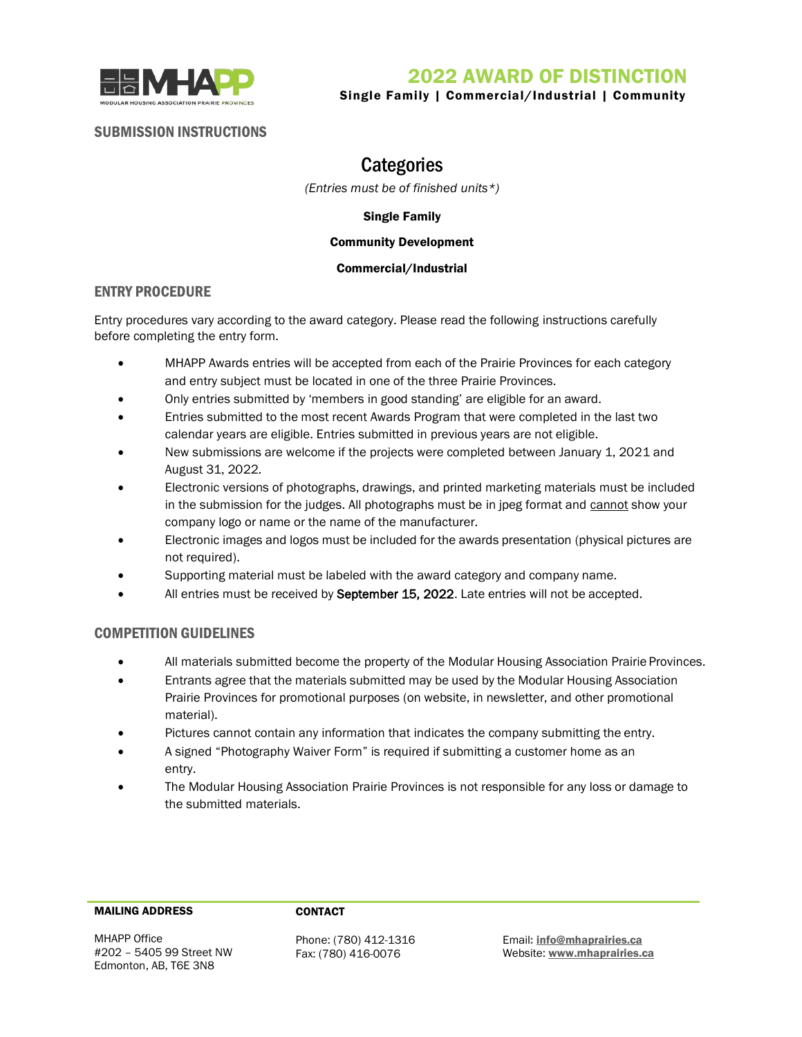# 2022 AWARD OF DISTINCTION

**Single Family | Commercial/Industrial | Community**

## SUBMISSION INSTRUCTIONS

## Categories

*(Entries must be of finished units\*)*

**Single Family**

**Community Development**

**Commercial/Industrial**

## ENTRY PROCEDURE

Entry procedures vary according to the award category. Please read the following instructions carefully before completing the entry form.

- MHAPP Awards entries will be accepted from each of the Prairie Provinces for each category and entry subject must be located in one of the three Prairie Provinces.
- Only entries submitted by 'members in good standing' are eligible for an award.
- Entries submitted to the most recent Awards Program that were completed in the last two calendar years are eligible. Entries submitted in previous years are not eligible.
- New submissions are welcome if the projects were completed between January 1, 2021 and August 31, 2022.
- Electronic versions of photographs, drawings, and printed marketing materials must be included in the submission for the judges. All photographs must be in jpeg format and <u>cannot</u> show your company logo or name or the name of the manufacturer.
- Electronic images and logos must be included for the awards presentation (physical pictures are not required).
- Supporting material must be labeled with the award category and company name.
- All entries must be received by **September 15, 2022**. Late entries will not be accepted.

## COMPETITION GUIDELINES

- All materials submitted become the property of the Modular Housing Association Prairie Provinces.
- Entrants agree that the materials submitted may be used by the Modular Housing Association Prairie Provinces for promotional purposes (on website, in newsletter, and other promotional material).
- Pictures cannot contain any information that indicates the company submitting the entry.
- A signed "Photography Waiver Form" is required if submitting a customer home as an entry.
- The Modular Housing Association Prairie Provinces is not responsible for any loss or damage to the submitted materials.

**MAILING ADDRESS**

MHAPP Office
#202 – 5405 99 Street NW
Edmonton, AB, T6E 3N8

**CONTACT**

Phone: (780) 412-1316
Fax: (780) 416-0076

Email: **info@mhaprairies.ca**
Website: **www.mhaprairies.ca**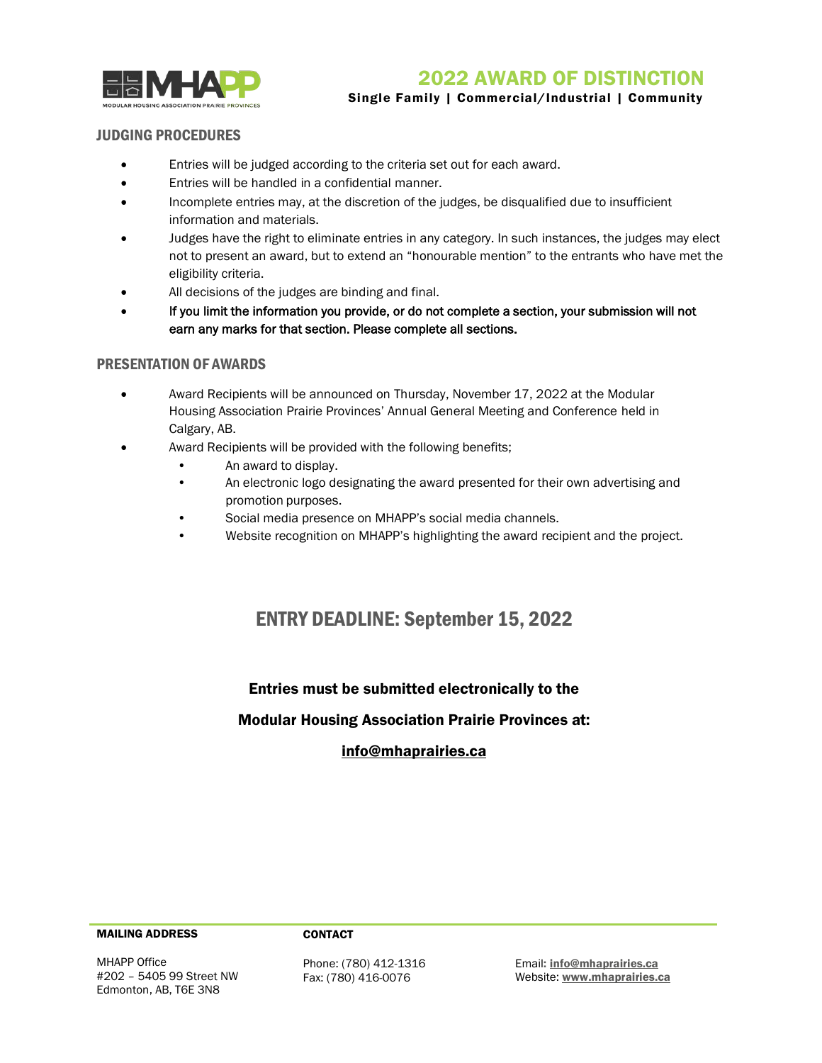# 2022 AWARD OF DISTINCTION

**Single Family | Commercial/Industrial | Community**

## JUDGING PROCEDURES

- Entries will be judged according to the criteria set out for each award.
- Entries will be handled in a confidential manner.
- Incomplete entries may, at the discretion of the judges, be disqualified due to insufficient information and materials.
- Judges have the right to eliminate entries in any category. In such instances, the judges may elect not to present an award, but to extend an "honourable mention" to the entrants who have met the eligibility criteria.
- All decisions of the judges are binding and final.
- If you limit the information you provide, or do not complete a section, your submission will not earn any marks for that section. Please complete all sections.

## PRESENTATION OF AWARDS

- Award Recipients will be announced on Thursday, November 17, 2022 at the Modular Housing Association Prairie Provinces' Annual General Meeting and Conference held in Calgary, AB.
- Award Recipients will be provided with the following benefits;
  - An award to display.
  - An electronic logo designating the award presented for their own advertising and promotion purposes.
  - Social media presence on MHAPP's social media channels.
  - Website recognition on MHAPP's highlighting the award recipient and the project.

## ENTRY DEADLINE: September 15, 2022

**Entries must be submitted electronically to the**

**Modular Housing Association Prairie Provinces at:**

**info@mhaprairies.ca**

**MAILING ADDRESS**

MHAPP Office
#202 – 5405 99 Street NW
Edmonton, AB, T6E 3N8

**CONTACT**

Phone: (780) 412-1316
Fax: (780) 416-0076

Email: **info@mhaprairies.ca**
Website: **www.mhaprairies.ca**